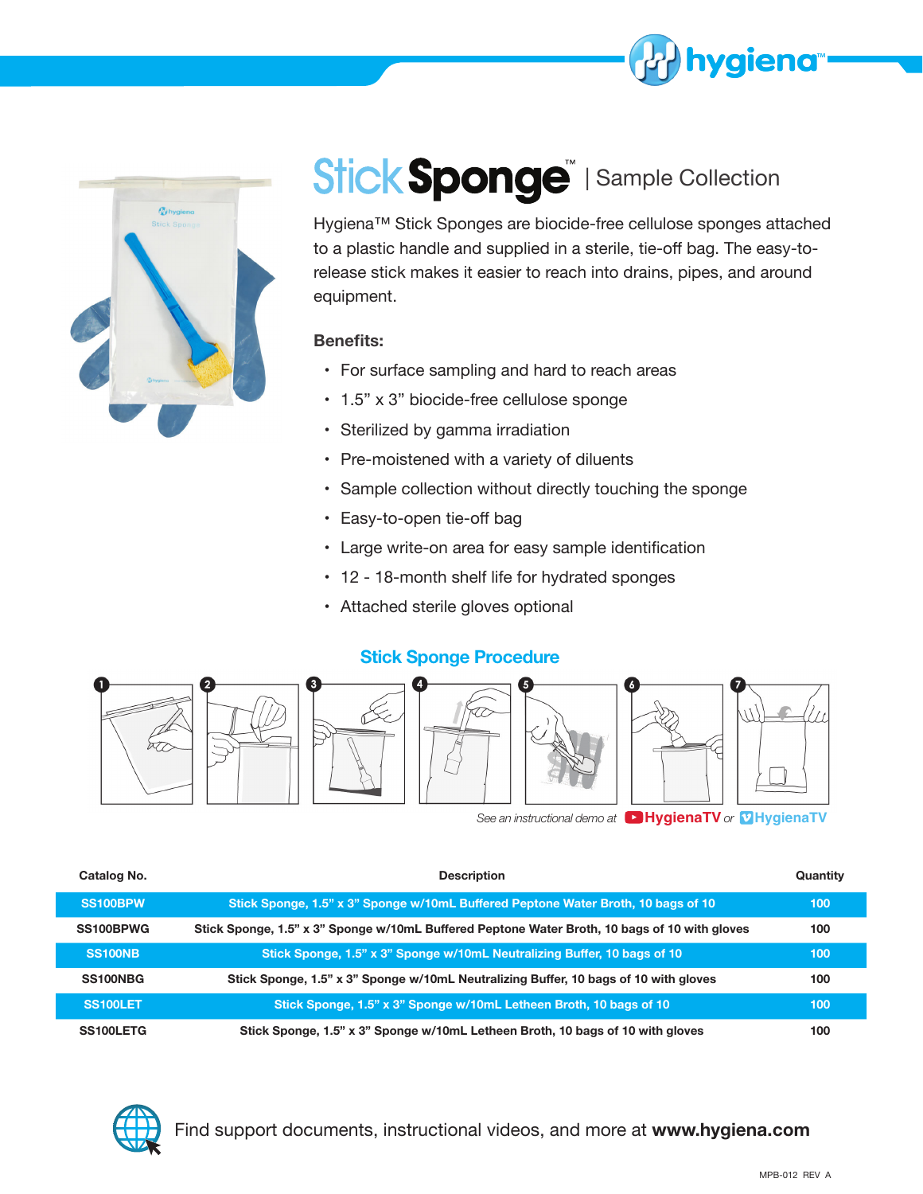# StickSponge™ | Sample Collection

Hygiena™ Stick Sponges are biocide-free cellulose sponges attached to a plastic handle and supplied in a sterile, tie-off bag. The easy-to-release stick makes it easier to reach into drains, pipes, and around equipment.

**Benefits:**

- For surface sampling and hard to reach areas
- 1.5" x 3" biocide-free cellulose sponge
- Sterilized by gamma irradiation
- Pre-moistened with a variety of diluents
- Sample collection without directly touching the sponge
- Easy-to-open tie-off bag
- Large write-on area for easy sample identification
- 12 - 18-month shelf life for hydrated sponges
- Attached sterile gloves optional

## Stick Sponge Procedure

*See an instructional demo at* HygienaTV *or* HygienaTV

| Catalog No. | Description | Quantity |
|---|---|---|
| SS100BPW | Stick Sponge, 1.5" x 3" Sponge w/10mL Buffered Peptone Water Broth, 10 bags of 10 | 100 |
| SS100BPWG | Stick Sponge, 1.5" x 3" Sponge w/10mL Buffered Peptone Water Broth, 10 bags of 10 with gloves | 100 |
| SS100NB | Stick Sponge, 1.5" x 3" Sponge w/10mL Neutralizing Buffer, 10 bags of 10 | 100 |
| SS100NBG | Stick Sponge, 1.5" x 3" Sponge w/10mL Neutralizing Buffer, 10 bags of 10 with gloves | 100 |
| SS100LET | Stick Sponge, 1.5" x 3" Sponge w/10mL Letheen Broth, 10 bags of 10 | 100 |
| SS100LETG | Stick Sponge, 1.5" x 3" Sponge w/10mL Letheen Broth, 10 bags of 10 with gloves | 100 |

Find support documents, instructional videos, and more at **www.hygiena.com**

MPB-012 REV A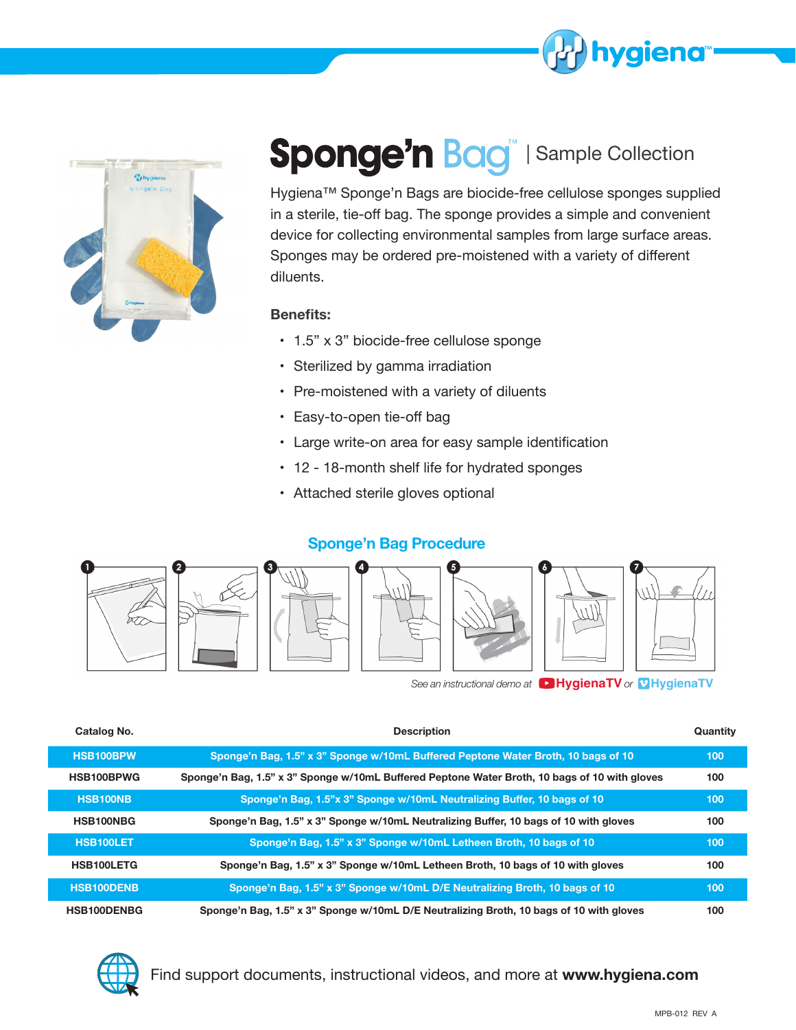# Sponge'n Bag™ | Sample Collection

Hygiena™ Sponge'n Bags are biocide-free cellulose sponges supplied in a sterile, tie-off bag. The sponge provides a simple and convenient device for collecting environmental samples from large surface areas. Sponges may be ordered pre-moistened with a variety of different diluents.

**Benefits:**

- 1.5" x 3" biocide-free cellulose sponge
- Sterilized by gamma irradiation
- Pre-moistened with a variety of diluents
- Easy-to-open tie-off bag
- Large write-on area for easy sample identification
- 12 - 18-month shelf life for hydrated sponges
- Attached sterile gloves optional

## Sponge'n Bag Procedure

1 2 3 4 5 6 7

*See an instructional demo at* HygienaTV *or* HygienaTV

| Catalog No. | Description | Quantity |
|---|---|---|
| HSB100BPW | Sponge'n Bag, 1.5" x 3" Sponge w/10mL Buffered Peptone Water Broth, 10 bags of 10 | 100 |
| HSB100BPWG | Sponge'n Bag, 1.5" x 3" Sponge w/10mL Buffered Peptone Water Broth, 10 bags of 10 with gloves | 100 |
| HSB100NB | Sponge'n Bag, 1.5"x 3" Sponge w/10mL Neutralizing Buffer, 10 bags of 10 | 100 |
| HSB100NBG | Sponge'n Bag, 1.5" x 3" Sponge w/10mL Neutralizing Buffer, 10 bags of 10 with gloves | 100 |
| HSB100LET | Sponge'n Bag, 1.5" x 3" Sponge w/10mL Letheen Broth, 10 bags of 10 | 100 |
| HSB100LETG | Sponge'n Bag, 1.5" x 3" Sponge w/10mL Letheen Broth, 10 bags of 10 with gloves | 100 |
| HSB100DENB | Sponge'n Bag, 1.5" x 3" Sponge w/10mL D/E Neutralizing Broth, 10 bags of 10 | 100 |
| HSB100DENBG | Sponge'n Bag, 1.5" x 3" Sponge w/10mL D/E Neutralizing Broth, 10 bags of 10 with gloves | 100 |

Find support documents, instructional videos, and more at **www.hygiena.com**

MPB-012 REV A